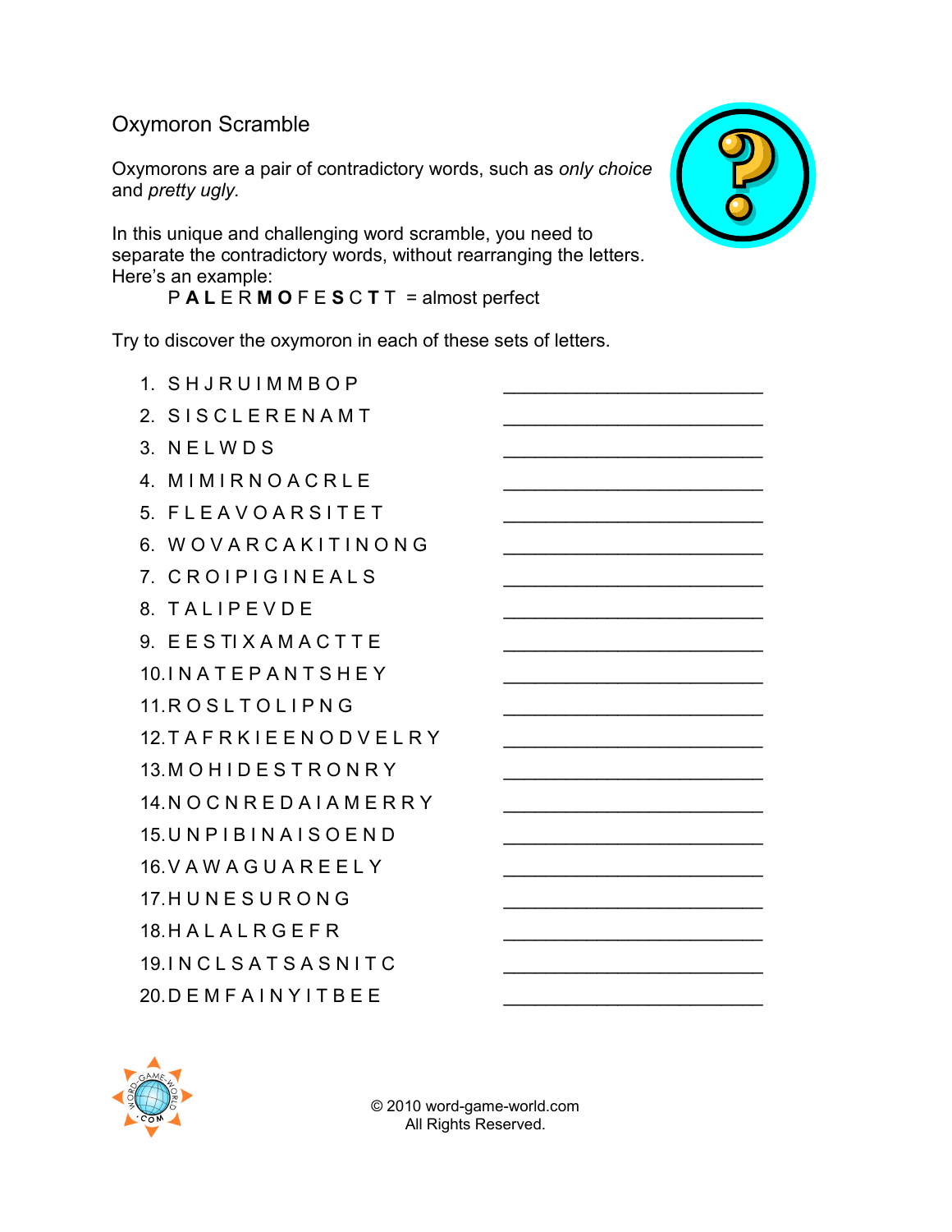# Oxymoron Scramble

Oxymorons are a pair of contradictory words, such as *only choice* and *pretty ugly*.

In this unique and challenging word scramble, you need to separate the contradictory words, without rearranging the letters. Here's an example:

P **A** **L** E R **M** **O** F E **S** C **T** T = almost perfect

Try to discover the oxymoron in each of these sets of letters.

1. S H J R U I M M B O P ______________________
2. S I S C L E R E N A M T ______________________
3. N E L W D S ______________________
4. M I M I R N O A C R L E ______________________
5. F L E A V O A R S I T E T ______________________
6. W O V A R C A K I T I N O N G ______________________
7. C R O I P I G I N E A L S ______________________
8. T A L I P E V D E ______________________
9. E E S T I X A M A C T T E ______________________
10. I N A T E P A N T S H E Y ______________________
11. R O S L T O L I P N G ______________________
12. T A F R K I E E N O D V E L R Y ______________________
13. M O H I D E S T R O N R Y ______________________
14. N O C N R E D A I A M E R R Y ______________________
15. U N P I B I N A I S O E N D ______________________
16. V A W A G U A R E E L Y ______________________
17. H U N E S U R O N G ______________________
18. H A L A L R G E F R ______________________
19. I N C L S A T S A S N I T C ______________________
20. D E M F A I N Y I T B E E ______________________

© 2010 word-game-world.com
All Rights Reserved.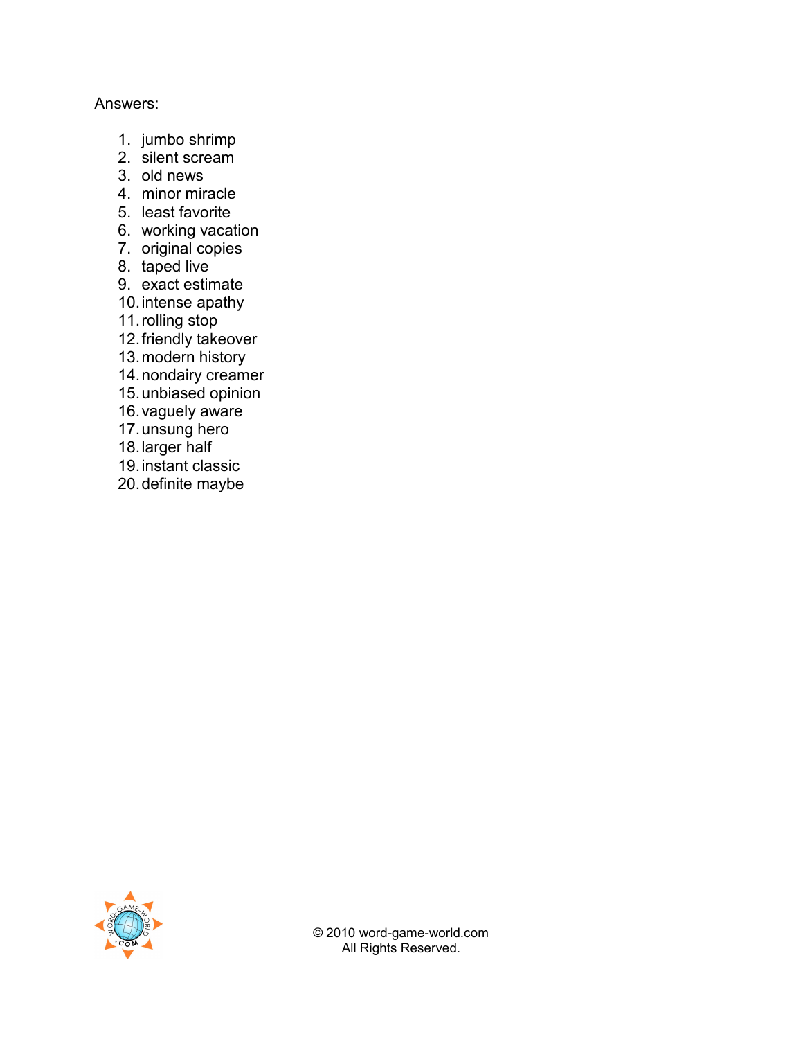Answers:

1. jumbo shrimp
2. silent scream
3. old news
4. minor miracle
5. least favorite
6. working vacation
7. original copies
8. taped live
9. exact estimate
10. intense apathy
11. rolling stop
12. friendly takeover
13. modern history
14. nondairy creamer
15. unbiased opinion
16. vaguely aware
17. unsung hero
18. larger half
19. instant classic
20. definite maybe

© 2010 word-game-world.com
All Rights Reserved.